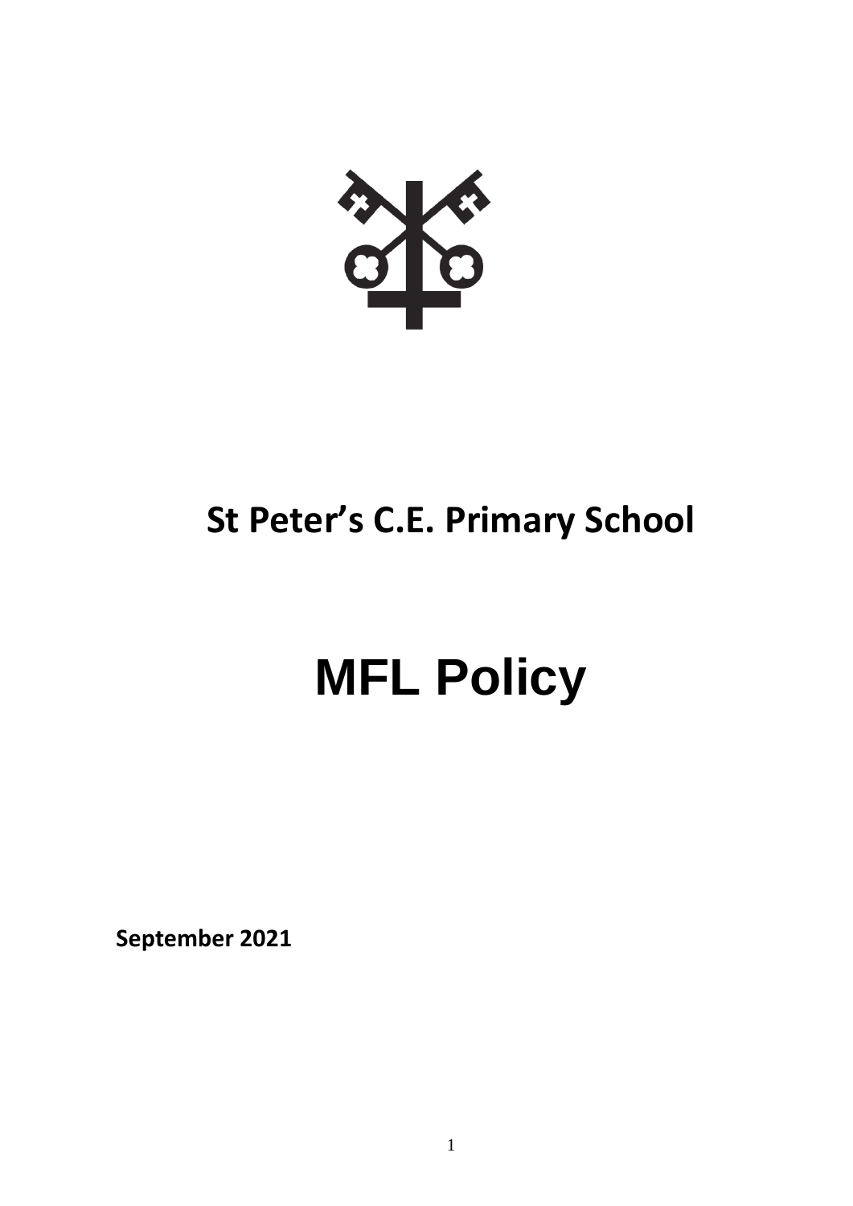# St Peter's C.E. Primary School

# MFL Policy

**September 2021**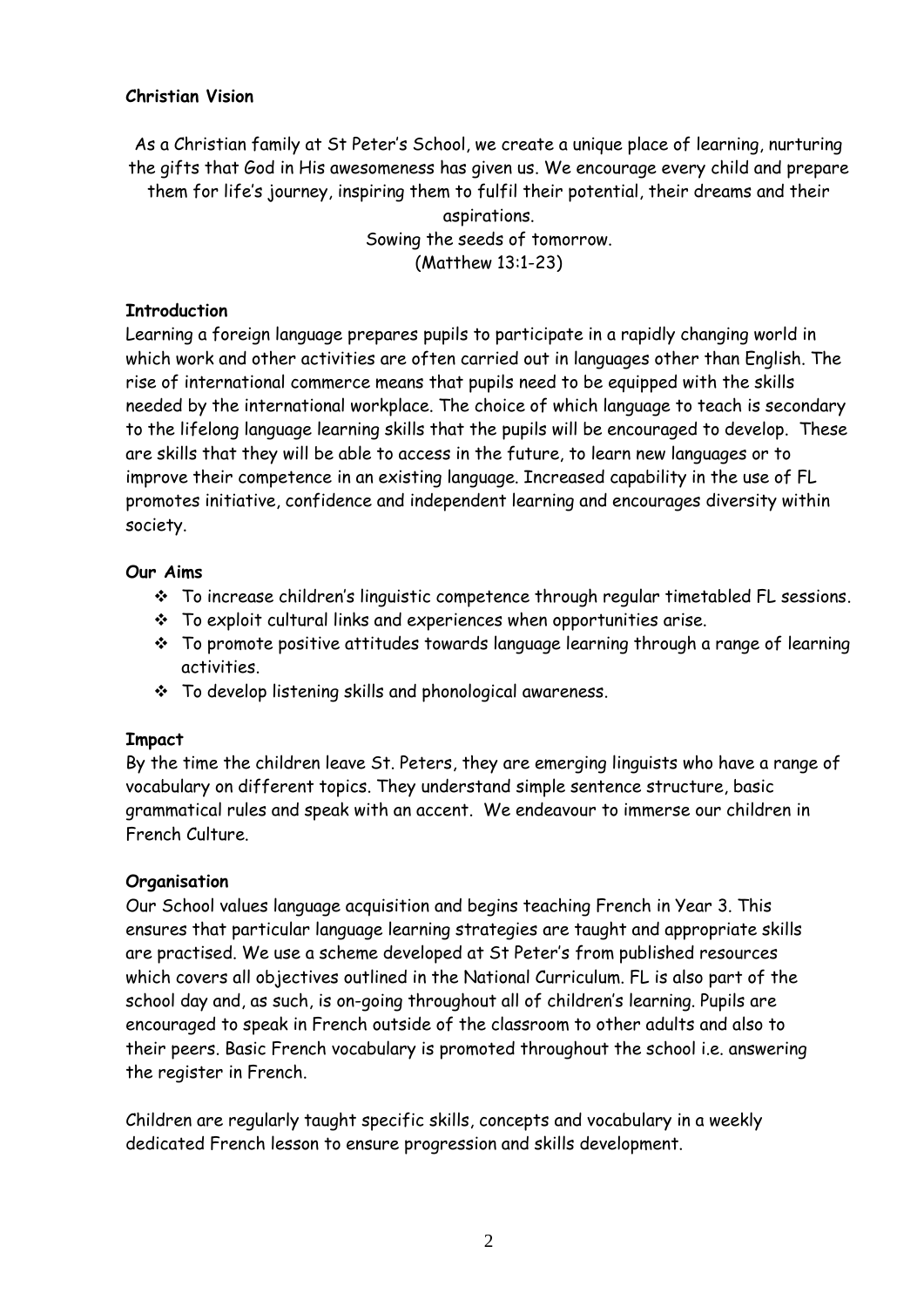**Christian Vision**

As a Christian family at St Peter's School, we create a unique place of learning, nurturing the gifts that God in His awesomeness has given us. We encourage every child and prepare them for life's journey, inspiring them to fulfil their potential, their dreams and their aspirations.
Sowing the seeds of tomorrow.
(Matthew 13:1-23)

**Introduction**

Learning a foreign language prepares pupils to participate in a rapidly changing world in which work and other activities are often carried out in languages other than English. The rise of international commerce means that pupils need to be equipped with the skills needed by the international workplace. The choice of which language to teach is secondary to the lifelong language learning skills that the pupils will be encouraged to develop. These are skills that they will be able to access in the future, to learn new languages or to improve their competence in an existing language. Increased capability in the use of FL promotes initiative, confidence and independent learning and encourages diversity within society.

**Our Aims**

- To increase children's linguistic competence through regular timetabled FL sessions.
- To exploit cultural links and experiences when opportunities arise.
- To promote positive attitudes towards language learning through a range of learning activities.
- To develop listening skills and phonological awareness.

**Impact**

By the time the children leave St. Peters, they are emerging linguists who have a range of vocabulary on different topics. They understand simple sentence structure, basic grammatical rules and speak with an accent. We endeavour to immerse our children in French Culture.

**Organisation**

Our School values language acquisition and begins teaching French in Year 3. This ensures that particular language learning strategies are taught and appropriate skills are practised. We use a scheme developed at St Peter's from published resources which covers all objectives outlined in the National Curriculum. FL is also part of the school day and, as such, is on-going throughout all of children's learning. Pupils are encouraged to speak in French outside of the classroom to other adults and also to their peers. Basic French vocabulary is promoted throughout the school i.e. answering the register in French.

Children are regularly taught specific skills, concepts and vocabulary in a weekly dedicated French lesson to ensure progression and skills development.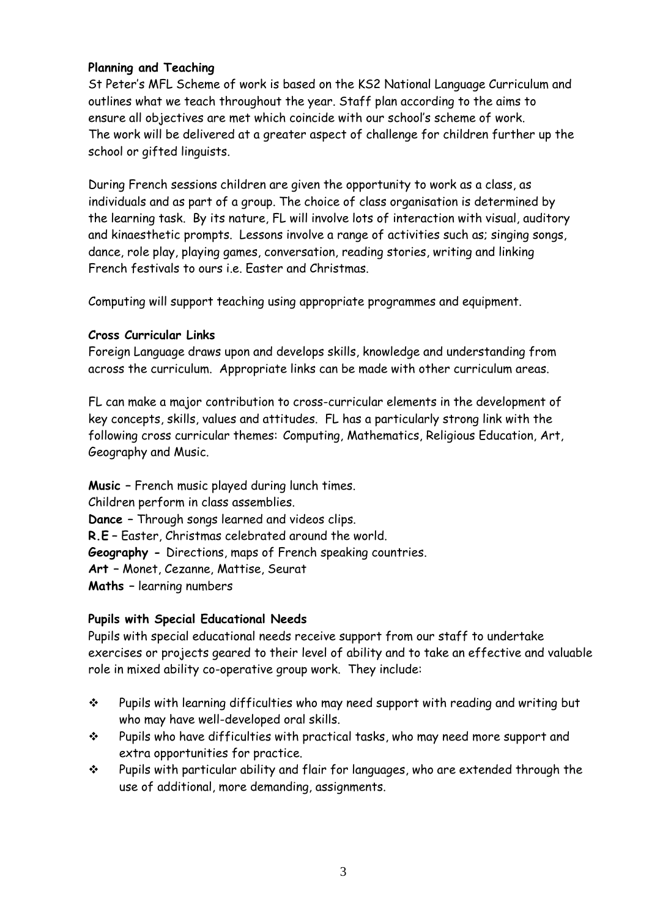**Planning and Teaching**

St Peter's MFL Scheme of work is based on the KS2 National Language Curriculum and outlines what we teach throughout the year. Staff plan according to the aims to ensure all objectives are met which coincide with our school's scheme of work. The work will be delivered at a greater aspect of challenge for children further up the school or gifted linguists.

During French sessions children are given the opportunity to work as a class, as individuals and as part of a group. The choice of class organisation is determined by the learning task. By its nature, FL will involve lots of interaction with visual, auditory and kinaesthetic prompts. Lessons involve a range of activities such as; singing songs, dance, role play, playing games, conversation, reading stories, writing and linking French festivals to ours i.e. Easter and Christmas.

Computing will support teaching using appropriate programmes and equipment.

**Cross Curricular Links**

Foreign Language draws upon and develops skills, knowledge and understanding from across the curriculum. Appropriate links can be made with other curriculum areas.

FL can make a major contribution to cross-curricular elements in the development of key concepts, skills, values and attitudes. FL has a particularly strong link with the following cross curricular themes: Computing, Mathematics, Religious Education, Art, Geography and Music.

**Music** – French music played during lunch times.
Children perform in class assemblies.
**Dance** – Through songs learned and videos clips.
**R.E** – Easter, Christmas celebrated around the world.
**Geography -** Directions, maps of French speaking countries.
**Art** – Monet, Cezanne, Mattise, Seurat
**Maths** – learning numbers

**Pupils with Special Educational Needs**

Pupils with special educational needs receive support from our staff to undertake exercises or projects geared to their level of ability and to take an effective and valuable role in mixed ability co-operative group work. They include:

- Pupils with learning difficulties who may need support with reading and writing but who may have well-developed oral skills.
- Pupils who have difficulties with practical tasks, who may need more support and extra opportunities for practice.
- Pupils with particular ability and flair for languages, who are extended through the use of additional, more demanding, assignments.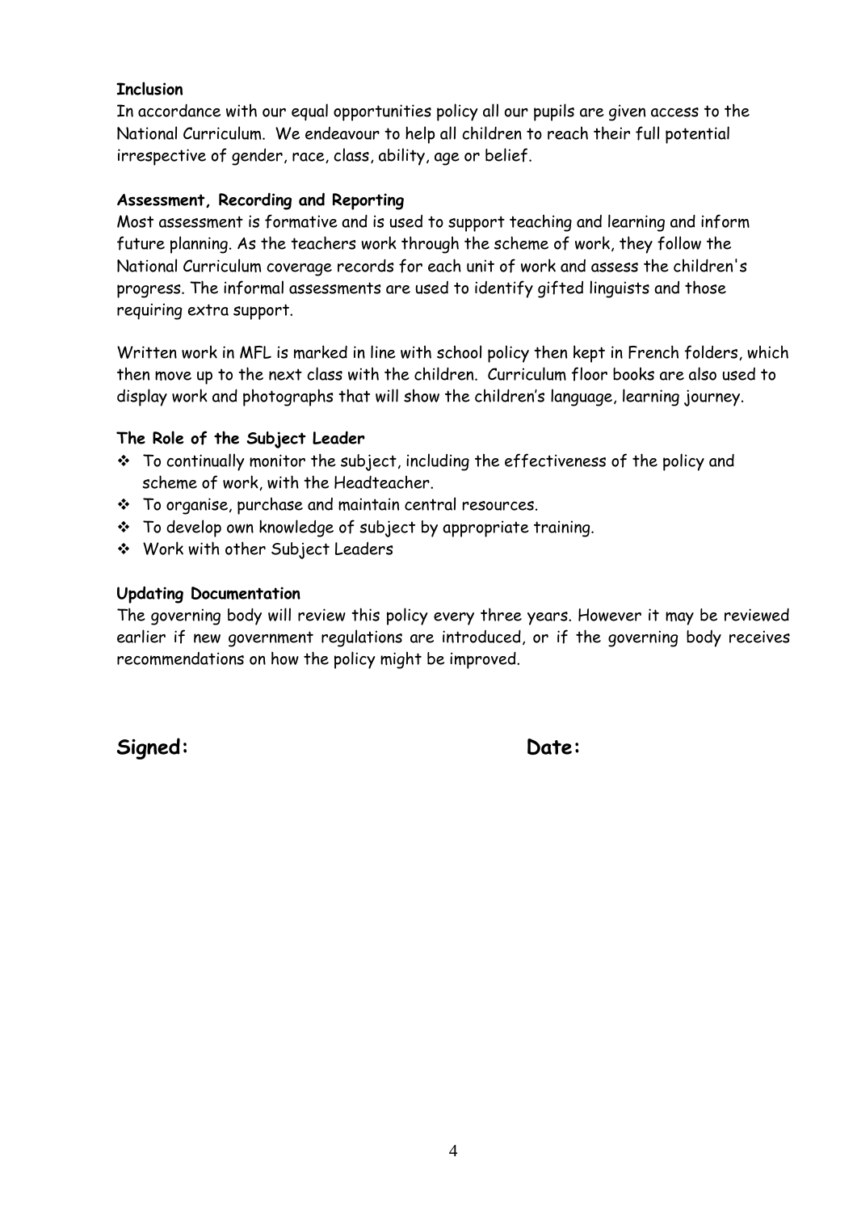### Inclusion

In accordance with our equal opportunities policy all our pupils are given access to the National Curriculum. We endeavour to help all children to reach their full potential irrespective of gender, race, class, ability, age or belief.

### Assessment, Recording and Reporting

Most assessment is formative and is used to support teaching and learning and inform future planning. As the teachers work through the scheme of work, they follow the National Curriculum coverage records for each unit of work and assess the children's progress. The informal assessments are used to identify gifted linguists and those requiring extra support.

Written work in MFL is marked in line with school policy then kept in French folders, which then move up to the next class with the children. Curriculum floor books are also used to display work and photographs that will show the children's language, learning journey.

### The Role of the Subject Leader

- To continually monitor the subject, including the effectiveness of the policy and scheme of work, with the Headteacher.
- To organise, purchase and maintain central resources.
- To develop own knowledge of subject by appropriate training.
- Work with other Subject Leaders

### Updating Documentation

The governing body will review this policy every three years. However it may be reviewed earlier if new government regulations are introduced, or if the governing body receives recommendations on how the policy might be improved.

**Signed:** **Date:**